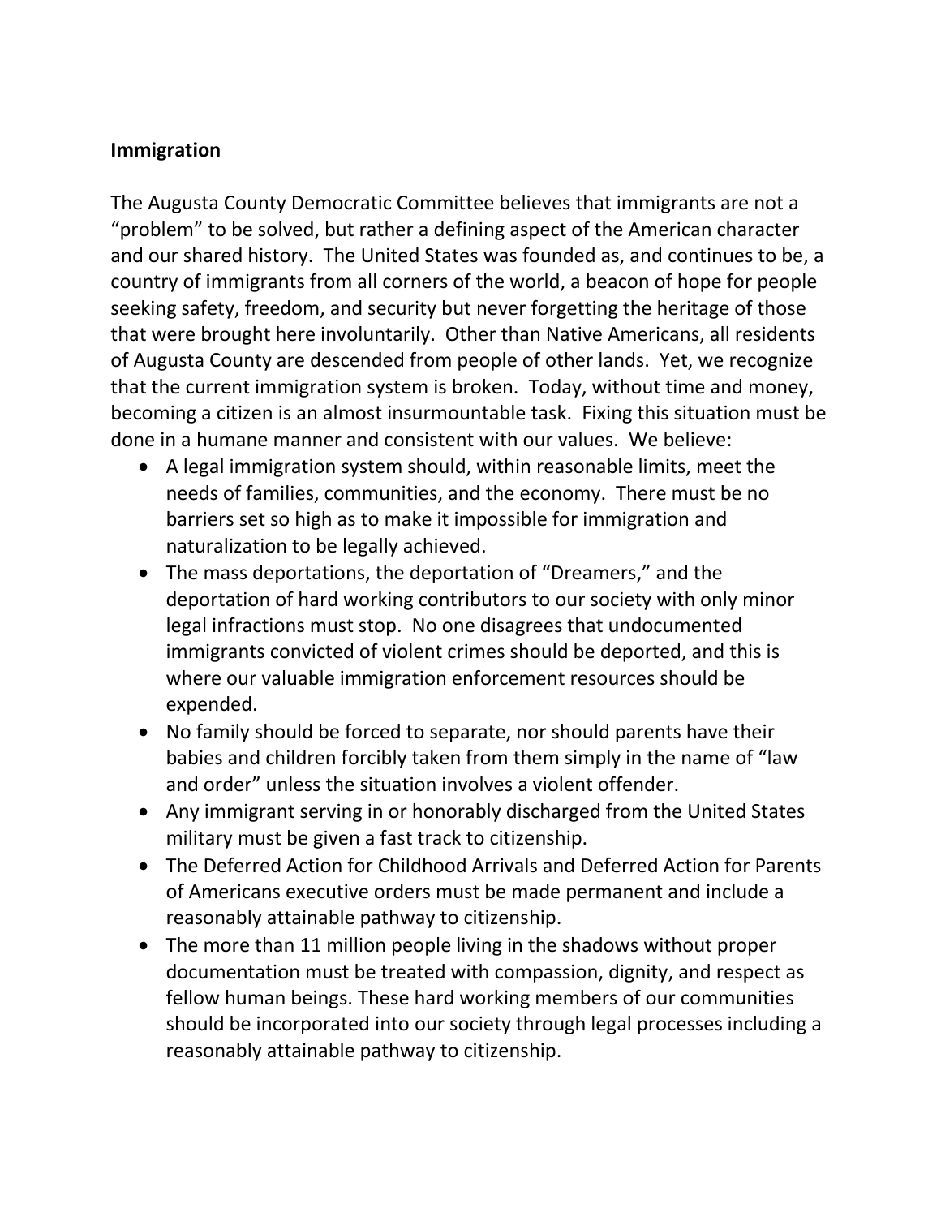**Immigration**

The Augusta County Democratic Committee believes that immigrants are not a "problem" to be solved, but rather a defining aspect of the American character and our shared history. The United States was founded as, and continues to be, a country of immigrants from all corners of the world, a beacon of hope for people seeking safety, freedom, and security but never forgetting the heritage of those that were brought here involuntarily. Other than Native Americans, all residents of Augusta County are descended from people of other lands. Yet, we recognize that the current immigration system is broken. Today, without time and money, becoming a citizen is an almost insurmountable task. Fixing this situation must be done in a humane manner and consistent with our values. We believe:

- A legal immigration system should, within reasonable limits, meet the needs of families, communities, and the economy. There must be no barriers set so high as to make it impossible for immigration and naturalization to be legally achieved.
- The mass deportations, the deportation of "Dreamers," and the deportation of hard working contributors to our society with only minor legal infractions must stop. No one disagrees that undocumented immigrants convicted of violent crimes should be deported, and this is where our valuable immigration enforcement resources should be expended.
- No family should be forced to separate, nor should parents have their babies and children forcibly taken from them simply in the name of "law and order" unless the situation involves a violent offender.
- Any immigrant serving in or honorably discharged from the United States military must be given a fast track to citizenship.
- The Deferred Action for Childhood Arrivals and Deferred Action for Parents of Americans executive orders must be made permanent and include a reasonably attainable pathway to citizenship.
- The more than 11 million people living in the shadows without proper documentation must be treated with compassion, dignity, and respect as fellow human beings. These hard working members of our communities should be incorporated into our society through legal processes including a reasonably attainable pathway to citizenship.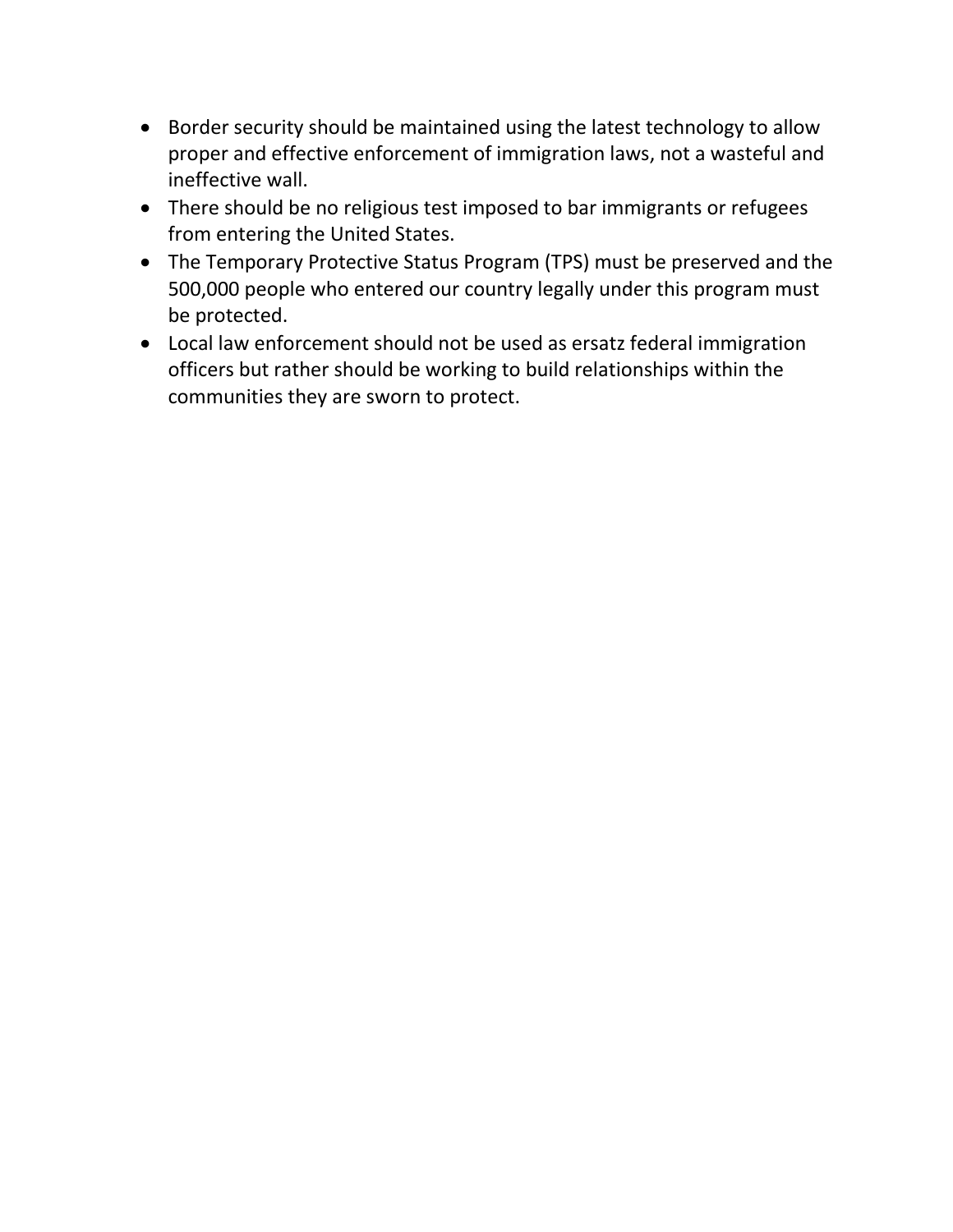- Border security should be maintained using the latest technology to allow proper and effective enforcement of immigration laws, not a wasteful and ineffective wall.
- There should be no religious test imposed to bar immigrants or refugees from entering the United States.
- The Temporary Protective Status Program (TPS) must be preserved and the 500,000 people who entered our country legally under this program must be protected.
- Local law enforcement should not be used as ersatz federal immigration officers but rather should be working to build relationships within the communities they are sworn to protect.